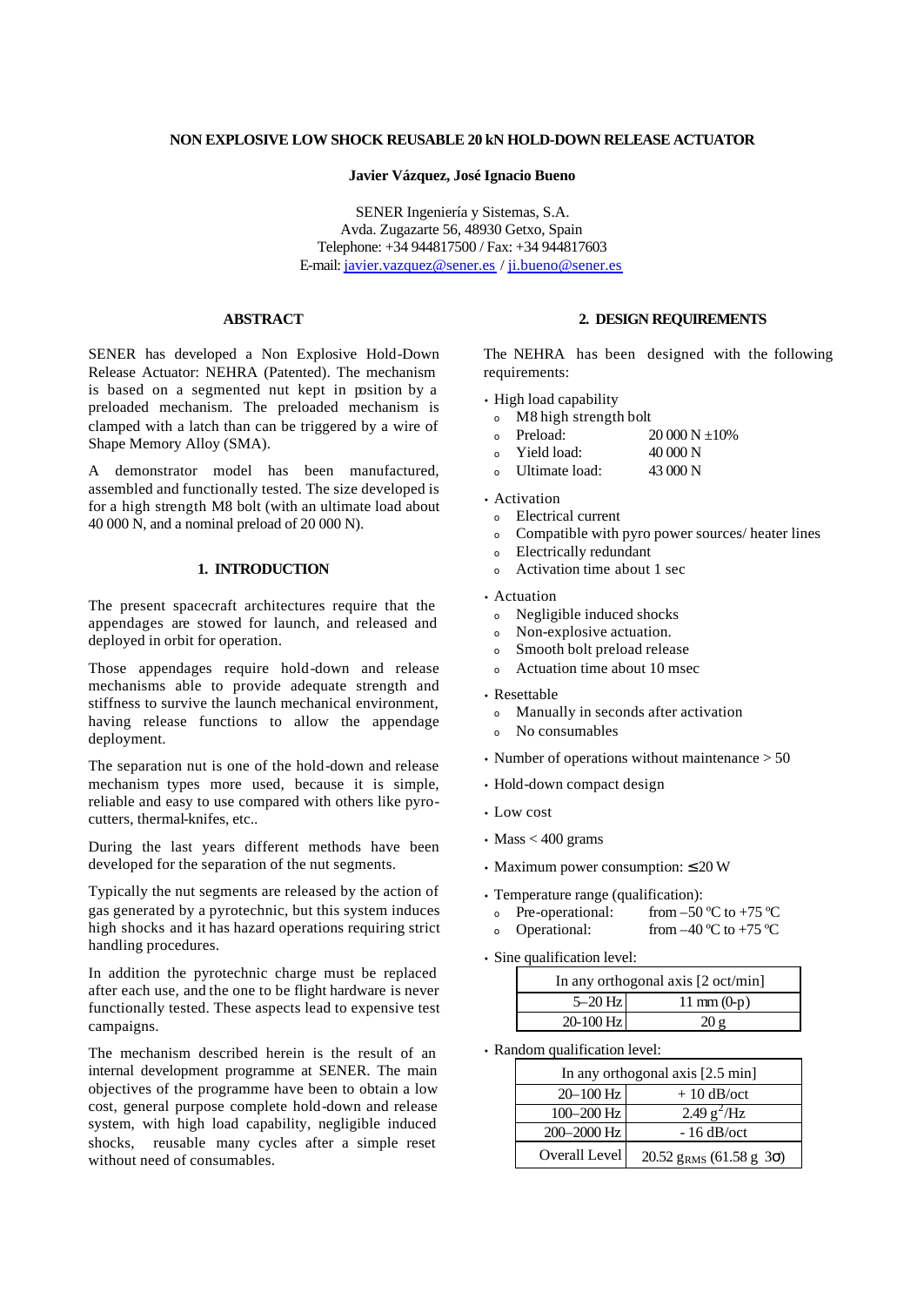# NON EXPLOSIVE LOW SHOCK REUSABLE 20 kN HOLD-DOWN RELEASE ACTUATOR

**Javier Vázquez, José Ignacio Bueno**

SENER Ingeniería y Sistemas, S.A.
Avda. Zugazarte 56, 48930 Getxo, Spain
Telephone: +34 944817500 / Fax: +34 944817603
E-mail: javier.vazquez@sener.es / ji.bueno@sener.es

## ABSTRACT

SENER has developed a Non Explosive Hold-Down Release Actuator: NEHRA (Patented). The mechanism is based on a segmented nut kept in position by a preloaded mechanism. The preloaded mechanism is clamped with a latch than can be triggered by a wire of Shape Memory Alloy (SMA).

A demonstrator model has been manufactured, assembled and functionally tested. The size developed is for a high strength M8 bolt (with an ultimate load about 40 000 N, and a nominal preload of 20 000 N).

## 1. INTRODUCTION

The present spacecraft architectures require that the appendages are stowed for launch, and released and deployed in orbit for operation.

Those appendages require hold-down and release mechanisms able to provide adequate strength and stiffness to survive the launch mechanical environment, having release functions to allow the appendage deployment.

The separation nut is one of the hold-down and release mechanism types more used, because it is simple, reliable and easy to use compared with others like pyro-cutters, thermal-knifes, etc..

During the last years different methods have been developed for the separation of the nut segments.

Typically the nut segments are released by the action of gas generated by a pyrotechnic, but this system induces high shocks and it has hazard operations requiring strict handling procedures.

In addition the pyrotechnic charge must be replaced after each use, and the one to be flight hardware is never functionally tested. These aspects lead to expensive test campaigns.

The mechanism described herein is the result of an internal development programme at SENER. The main objectives of the programme have been to obtain a low cost, general purpose complete hold-down and release system, with high load capability, negligible induced shocks, reusable many cycles after a simple reset without need of consumables.

## 2. DESIGN REQUIREMENTS

The NEHRA has been designed with the following requirements:

- High load capability
  - M8 high strength bolt
  - Preload: 20 000 N ±10%
  - Yield load: 40 000 N
  - Ultimate load: 43 000 N
- Activation
  - Electrical current
  - Compatible with pyro power sources/ heater lines
  - Electrically redundant
  - Activation time about 1 sec
- Actuation
  - Negligible induced shocks
  - Non-explosive actuation.
  - Smooth bolt preload release
  - Actuation time about 10 msec
- Resettable
  - Manually in seconds after activation
  - No consumables
- Number of operations without maintenance > 50
- Hold-down compact design
- Low cost
- Mass < 400 grams
- Maximum power consumption: ≤ 20 W
- Temperature range (qualification):
  - Pre-operational: from –50 ºC to +75 ºC
  - Operational: from –40 ºC to +75 ºC
- Sine qualification level:

| In any orthogonal axis [2 oct/min] | |
|---|---|
| 5–20 Hz | 11 mm (0-p) |
| 20-100 Hz | 20 g |

- Random qualification level:

| In any orthogonal axis [2.5 min] | |
|---|---|
| 20–100 Hz | + 10 dB/oct |
| 100–200 Hz | 2.49 $g^2$/Hz |
| 200–2000 Hz | - 16 dB/oct |
| Overall Level | 20.52 $g_{RMS}$ (61.58 g 3σ) |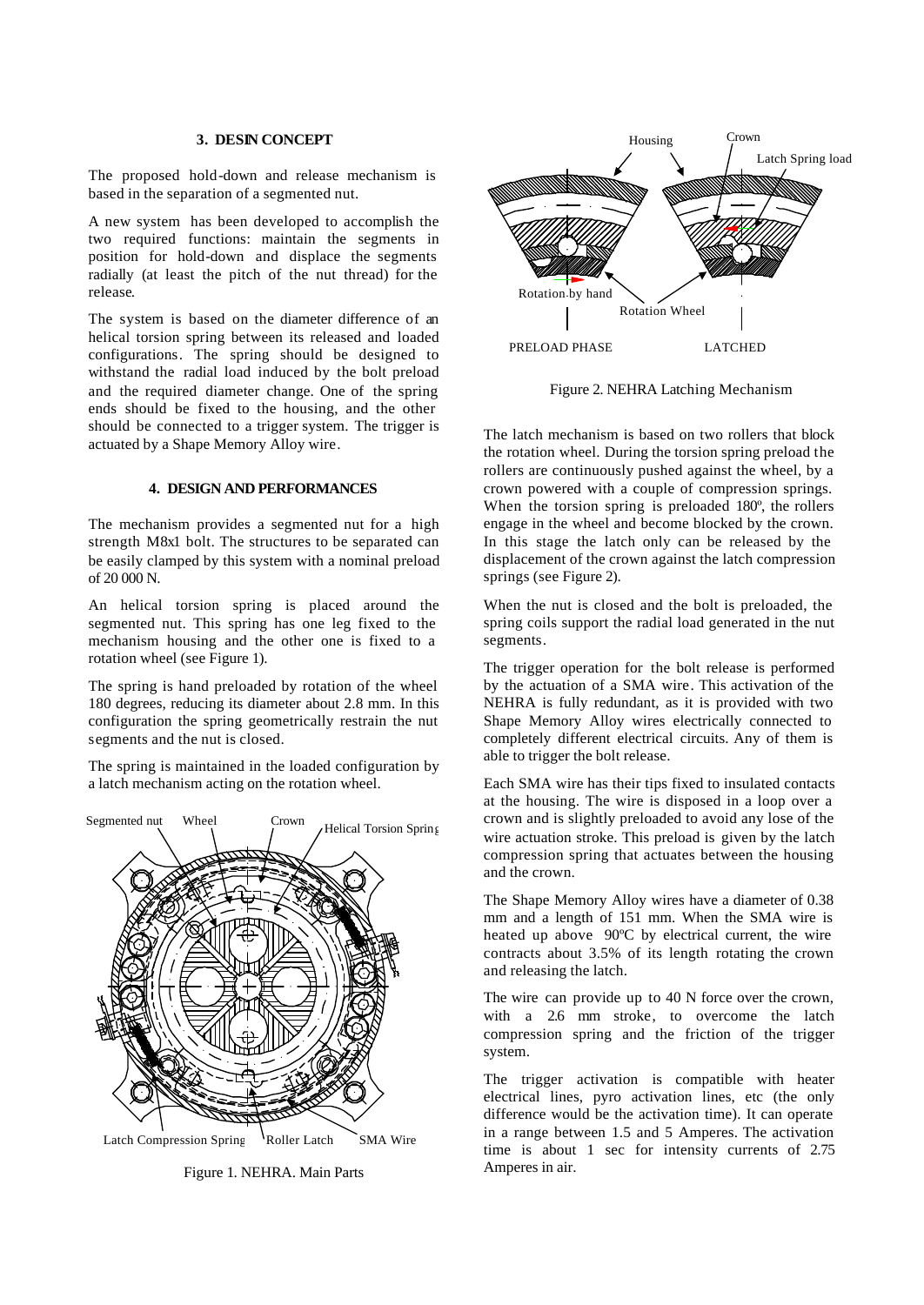## 3. DESIN CONCEPT

The proposed hold-down and release mechanism is based in the separation of a segmented nut.

A new system has been developed to accomplish the two required functions: maintain the segments in position for hold-down and displace the segments radially (at least the pitch of the nut thread) for the release.

The system is based on the diameter difference of an helical torsion spring between its released and loaded configurations. The spring should be designed to withstand the radial load induced by the bolt preload and the required diameter change. One of the spring ends should be fixed to the housing, and the other should be connected to a trigger system. The trigger is actuated by a Shape Memory Alloy wire.

## 4. DESIGN AND PERFORMANCES

The mechanism provides a segmented nut for a high strength M8x1 bolt. The structures to be separated can be easily clamped by this system with a nominal preload of 20 000 N.

An helical torsion spring is placed around the segmented nut. This spring has one leg fixed to the mechanism housing and the other one is fixed to a rotation wheel (see Figure 1).

The spring is hand preloaded by rotation of the wheel 180 degrees, reducing its diameter about 2.8 mm. In this configuration the spring geometrically restrain the nut segments and the nut is closed.

The spring is maintained in the loaded configuration by a latch mechanism acting on the rotation wheel.

Figure 1. NEHRA. Main Parts

Figure 2. NEHRA Latching Mechanism

The latch mechanism is based on two rollers that block the rotation wheel. During the torsion spring preload the rollers are continuously pushed against the wheel, by a crown powered with a couple of compression springs. When the torsion spring is preloaded 180º, the rollers engage in the wheel and become blocked by the crown. In this stage the latch only can be released by the displacement of the crown against the latch compression springs (see Figure 2).

When the nut is closed and the bolt is preloaded, the spring coils support the radial load generated in the nut segments.

The trigger operation for the bolt release is performed by the actuation of a SMA wire. This activation of the NEHRA is fully redundant, as it is provided with two Shape Memory Alloy wires electrically connected to completely different electrical circuits. Any of them is able to trigger the bolt release.

Each SMA wire has their tips fixed to insulated contacts at the housing. The wire is disposed in a loop over a crown and is slightly preloaded to avoid any lose of the wire actuation stroke. This preload is given by the latch compression spring that actuates between the housing and the crown.

The Shape Memory Alloy wires have a diameter of 0.38 mm and a length of 151 mm. When the SMA wire is heated up above 90ºC by electrical current, the wire contracts about 3.5% of its length rotating the crown and releasing the latch.

The wire can provide up to 40 N force over the crown, with a 2.6 mm stroke, to overcome the latch compression spring and the friction of the trigger system.

The trigger activation is compatible with heater electrical lines, pyro activation lines, etc (the only difference would be the activation time). It can operate in a range between 1.5 and 5 Amperes. The activation time is about 1 sec for intensity currents of 2.75 Amperes in air.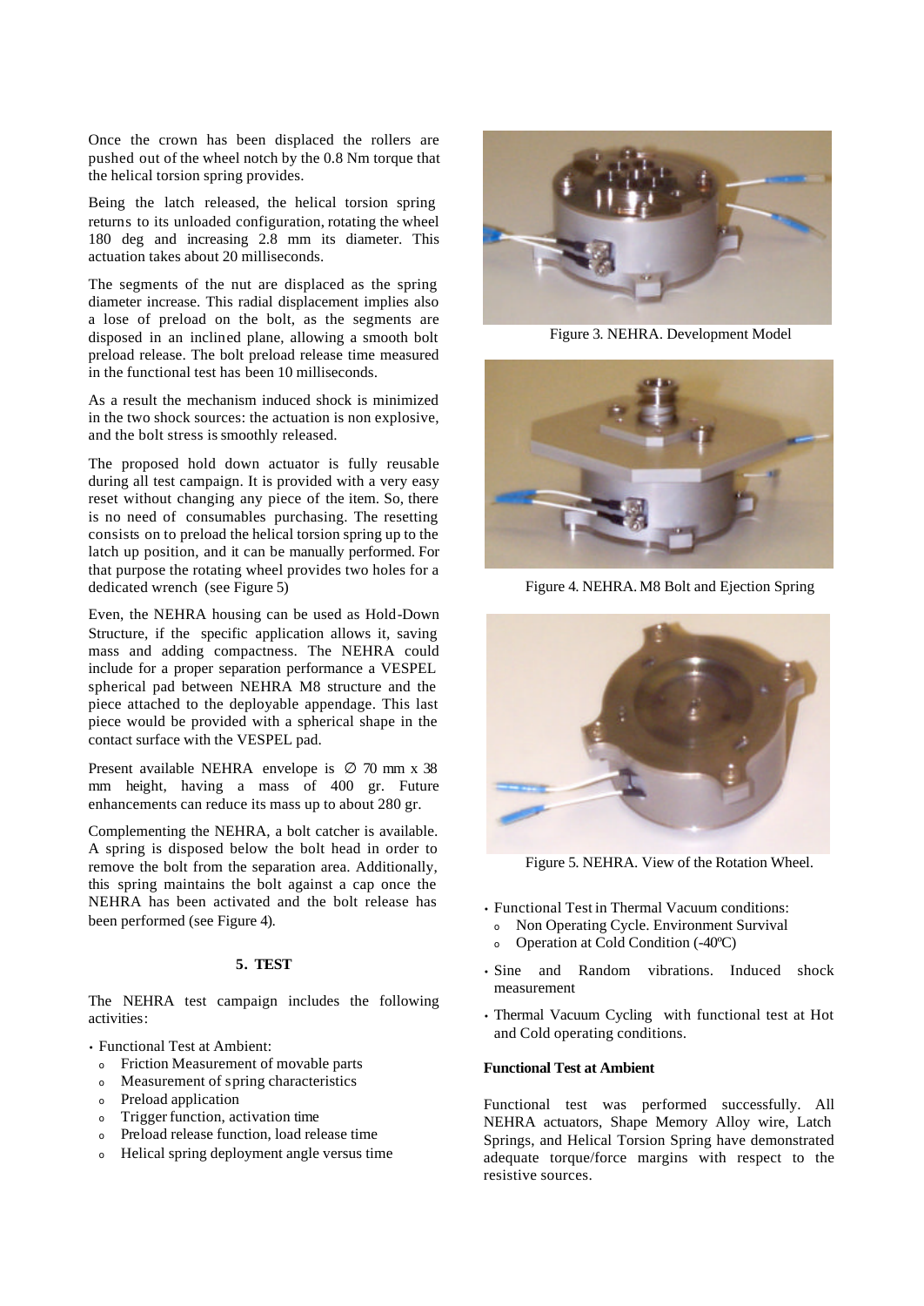Once the crown has been displaced the rollers are pushed out of the wheel notch by the 0.8 Nm torque that the helical torsion spring provides.

Being the latch released, the helical torsion spring returns to its unloaded configuration, rotating the wheel 180 deg and increasing 2.8 mm its diameter. This actuation takes about 20 milliseconds.

The segments of the nut are displaced as the spring diameter increase. This radial displacement implies also a lose of preload on the bolt, as the segments are disposed in an inclined plane, allowing a smooth bolt preload release. The bolt preload release time measured in the functional test has been 10 milliseconds.

As a result the mechanism induced shock is minimized in the two shock sources: the actuation is non explosive, and the bolt stress is smoothly released.

The proposed hold down actuator is fully reusable during all test campaign. It is provided with a very easy reset without changing any piece of the item. So, there is no need of consumables purchasing. The resetting consists on to preload the helical torsion spring up to the latch up position, and it can be manually performed. For that purpose the rotating wheel provides two holes for a dedicated wrench (see Figure 5)

Even, the NEHRA housing can be used as Hold-Down Structure, if the specific application allows it, saving mass and adding compactness. The NEHRA could include for a proper separation performance a VESPEL spherical pad between NEHRA M8 structure and the piece attached to the deployable appendage. This last piece would be provided with a spherical shape in the contact surface with the VESPEL pad.

Present available NEHRA envelope is ∅ 70 mm x 38 mm height, having a mass of 400 gr. Future enhancements can reduce its mass up to about 280 gr.

Complementing the NEHRA, a bolt catcher is available. A spring is disposed below the bolt head in order to remove the bolt from the separation area. Additionally, this spring maintains the bolt against a cap once the NEHRA has been activated and the bolt release has been performed (see Figure 4).

Figure 3. NEHRA. Development Model

Figure 4. NEHRA. M8 Bolt and Ejection Spring

Figure 5. NEHRA. View of the Rotation Wheel.

## 5. TEST

The NEHRA test campaign includes the following activities:

- Functional Test at Ambient:
  - Friction Measurement of movable parts
  - Measurement of spring characteristics
  - Preload application
  - Trigger function, activation time
  - Preload release function, load release time
  - Helical spring deployment angle versus time
- Functional Test in Thermal Vacuum conditions:
  - Non Operating Cycle. Environment Survival
  - Operation at Cold Condition (-40ºC)
- Sine and Random vibrations. Induced shock measurement
- Thermal Vacuum Cycling with functional test at Hot and Cold operating conditions.

**Functional Test at Ambient**

Functional test was performed successfully. All NEHRA actuators, Shape Memory Alloy wire, Latch Springs, and Helical Torsion Spring have demonstrated adequate torque/force margins with respect to the resistive sources.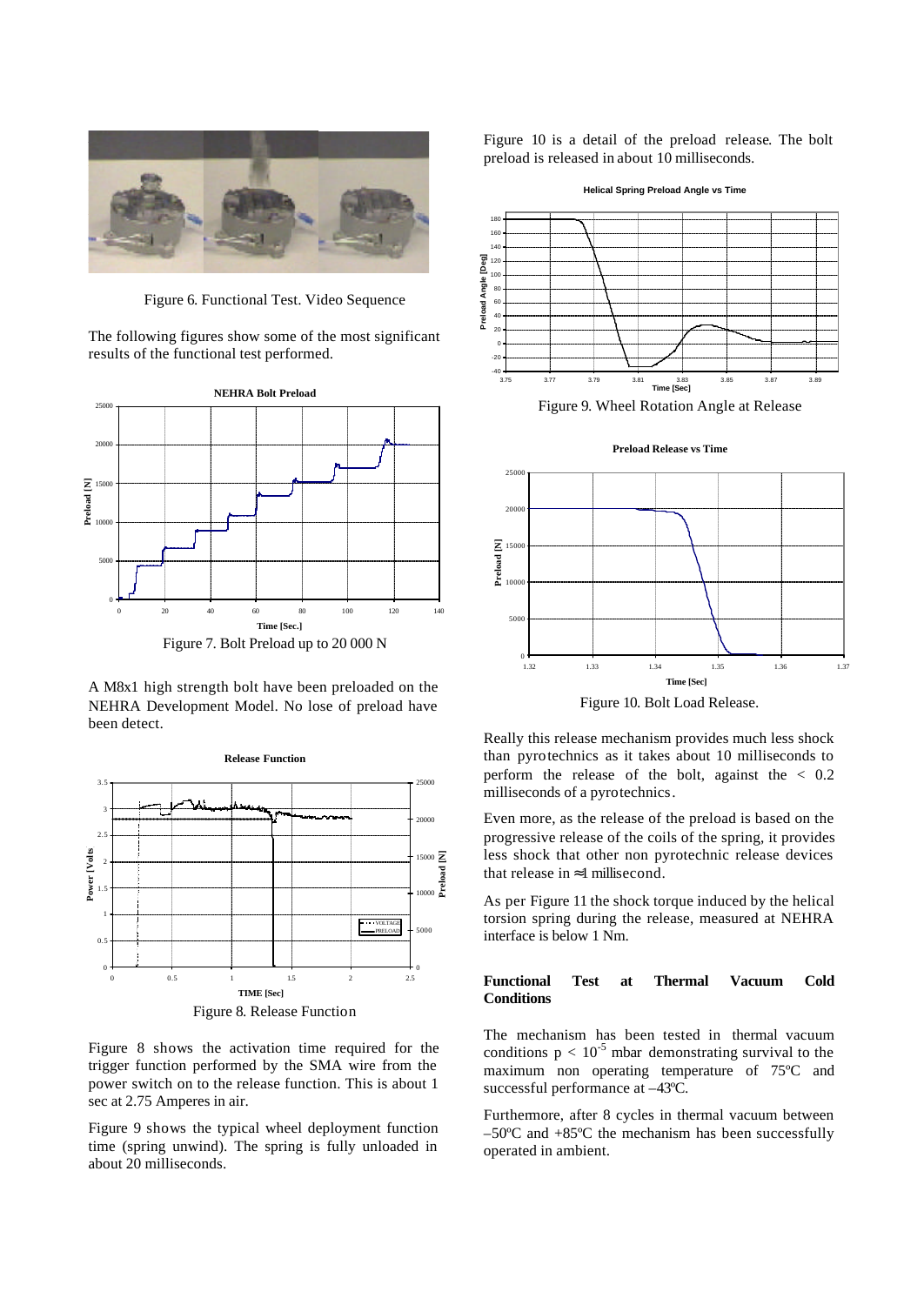Figure 6. Functional Test. Video Sequence

The following figures show some of the most significant results of the functional test performed.

Figure 7. Bolt Preload up to 20 000 N

A M8x1 high strength bolt have been preloaded on the NEHRA Development Model. No lose of preload have been detect.

Figure 8. Release Function

Figure 8 shows the activation time required for the trigger function performed by the SMA wire from the power switch on to the release function. This is about 1 sec at 2.75 Amperes in air.

Figure 9 shows the typical wheel deployment function time (spring unwind). The spring is fully unloaded in about 20 milliseconds.

Figure 10 is a detail of the preload release. The bolt preload is released in about 10 milliseconds.

Figure 9. Wheel Rotation Angle at Release

Figure 10. Bolt Load Release.

Really this release mechanism provides much less shock than pyrotechnics as it takes about 10 milliseconds to perform the release of the bolt, against the < 0.2 milliseconds of a pyrotechnics.

Even more, as the release of the preload is based on the progressive release of the coils of the spring, it provides less shock that other non pyrotechnic release devices that release in ≈1 millisecond.

As per Figure 11 the shock torque induced by the helical torsion spring during the release, measured at NEHRA interface is below 1 Nm.

## Functional Test at Thermal Vacuum Cold Conditions

The mechanism has been tested in thermal vacuum conditions $p < 10^{-5}$ mbar demonstrating survival to the maximum non operating temperature of 75ºC and successful performance at –43ºC.

Furthermore, after 8 cycles in thermal vacuum between –50ºC and +85ºC the mechanism has been successfully operated in ambient.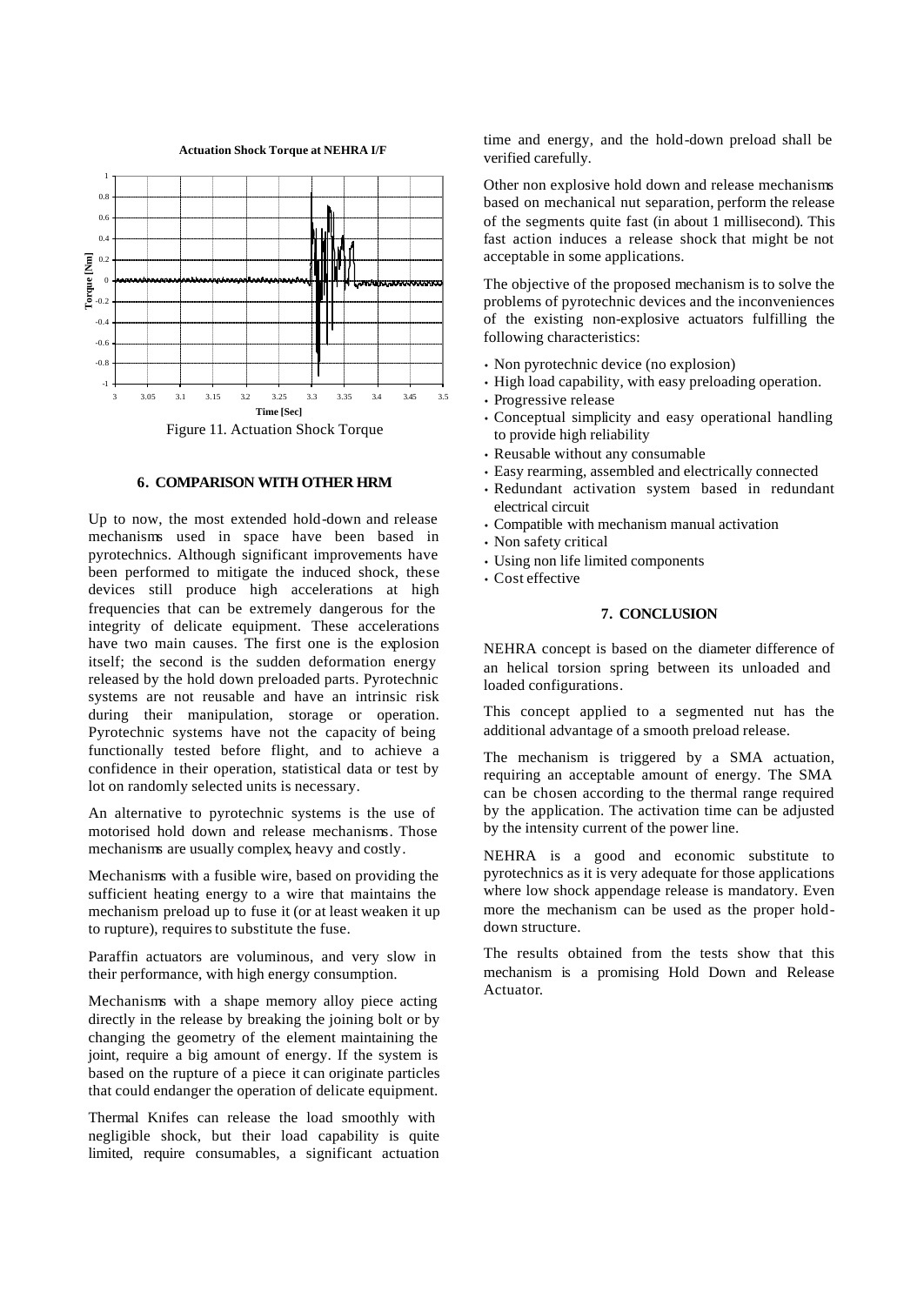Actuation Shock Torque at NEHRA I/F

Torque [Nm]

1
0.8
0.6
0.4
0.2
0
-0.2
-0.4
-0.6
-0.8
-1

3 3.05 3.1 3.15 3.2 3.25 3.3 3.35 3.4 3.45 3.5

Time [Sec]

Figure 11. Actuation Shock Torque

## 6. COMPARISON WITH OTHER HRM

Up to now, the most extended hold-down and release mechanisms used in space have been based in pyrotechnics. Although significant improvements have been performed to mitigate the induced shock, these devices still produce high accelerations at high frequencies that can be extremely dangerous for the integrity of delicate equipment. These accelerations have two main causes. The first one is the explosion itself; the second is the sudden deformation energy released by the hold down preloaded parts. Pyrotechnic systems are not reusable and have an intrinsic risk during their manipulation, storage or operation. Pyrotechnic systems have not the capacity of being functionally tested before flight, and to achieve a confidence in their operation, statistical data or test by lot on randomly selected units is necessary.

An alternative to pyrotechnic systems is the use of motorised hold down and release mechanisms. Those mechanisms are usually complex, heavy and costly.

Mechanisms with a fusible wire, based on providing the sufficient heating energy to a wire that maintains the mechanism preload up to fuse it (or at least weaken it up to rupture), requires to substitute the fuse.

Paraffin actuators are voluminous, and very slow in their performance, with high energy consumption.

Mechanisms with a shape memory alloy piece acting directly in the release by breaking the joining bolt or by changing the geometry of the element maintaining the joint, require a big amount of energy. If the system is based on the rupture of a piece it can originate particles that could endanger the operation of delicate equipment.

Thermal Knifes can release the load smoothly with negligible shock, but their load capability is quite limited, require consumables, a significant actuation time and energy, and the hold-down preload shall be verified carefully.

Other non explosive hold down and release mechanisms based on mechanical nut separation, perform the release of the segments quite fast (in about 1 millisecond). This fast action induces a release shock that might be not acceptable in some applications.

The objective of the proposed mechanism is to solve the problems of pyrotechnic devices and the inconveniences of the existing non-explosive actuators fulfilling the following characteristics:

- Non pyrotechnic device (no explosion)
- High load capability, with easy preloading operation.
- Progressive release
- Conceptual simplicity and easy operational handling to provide high reliability
- Reusable without any consumable
- Easy rearming, assembled and electrically connected
- Redundant activation system based in redundant electrical circuit
- Compatible with mechanism manual activation
- Non safety critical
- Using non life limited components
- Cost effective

## 7. CONCLUSION

NEHRA concept is based on the diameter difference of an helical torsion spring between its unloaded and loaded configurations.

This concept applied to a segmented nut has the additional advantage of a smooth preload release.

The mechanism is triggered by a SMA actuation, requiring an acceptable amount of energy. The SMA can be chosen according to the thermal range required by the application. The activation time can be adjusted by the intensity current of the power line.

NEHRA is a good and economic substitute to pyrotechnics as it is very adequate for those applications where low shock appendage release is mandatory. Even more the mechanism can be used as the proper hold-down structure.

The results obtained from the tests show that this mechanism is a promising Hold Down and Release Actuator.